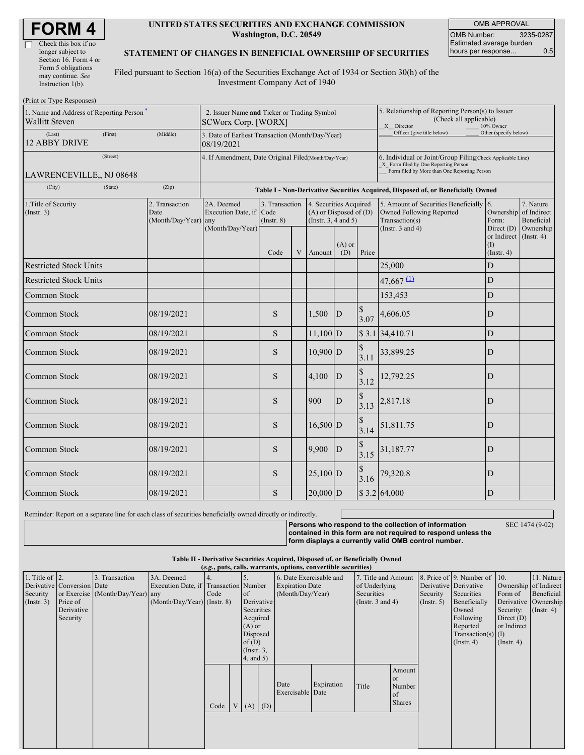# FORM 4

☐ Check this box if no longer subject to Section 16. Form 4 or Form 5 obligations may continue. *See* Instruction 1(b).

## UNITED STATES SECURITIES AND EXCHANGE COMMISSION
Washington, D.C. 20549

## STATEMENT OF CHANGES IN BENEFICIAL OWNERSHIP OF SECURITIES

Filed pursuant to Section 16(a) of the Securities Exchange Act of 1934 or Section 30(h) of the Investment Company Act of 1940

| OMB APPROVAL | |
|---|---|
| OMB Number: | 3235-0287 |
| Estimated average burden hours per response... | 0.5 |

(Print or Type Responses)

| 1. Name and Address of Reporting Person* | 2. Issuer Name and Ticker or Trading Symbol | 5. Relationship of Reporting Person(s) to Issuer (Check all applicable) |
|---|---|---|
| Wallitt Steven | SCWorx Corp. [WORX] | _X_ Director ___ 10% Owner ___ Officer (give title below) ___ Other (specify below) |
| (Last) (First) (Middle) 12 ABBY DRIVE | 3. Date of Earliest Transaction (Month/Day/Year) 08/19/2021 | |
| (Street) LAWRENCEVILLE,, NJ 08648 | 4. If Amendment, Date Original Filed (Month/Day/Year) | 6. Individual or Joint/Group Filing (Check Applicable Line) _X_ Form filed by One Reporting Person ___ Form filed by More than One Reporting Person |
| (City) (State) (Zip) | | |

### Table I - Non-Derivative Securities Acquired, Disposed of, or Beneficially Owned

| 1.Title of Security (Instr. 3) | 2. Transaction Date (Month/Day/Year) | 2A. Deemed Execution Date, if any (Month/Day/Year) | 3. Transaction Code (Instr. 8) | | 4. Securities Acquired (A) or Disposed of (D) (Instr. 3, 4 and 5) | | | 5. Amount of Securities Beneficially Owned Following Reported Transaction(s) (Instr. 3 and 4) | 6. Ownership Form: Direct (D) or Indirect (I) (Instr. 4) | 7. Nature of Indirect Beneficial Ownership (Instr. 4) |
|---|---|---|---|---|---|---|---|---|---|---|
| | | | Code | V | Amount | (A) or (D) | Price | | | |
| Restricted Stock Units | | | | | | | | 25,000 | D | |
| Restricted Stock Units | | | | | | | | 47,667 (1) | D | |
| Common Stock | | | | | | | | 153,453 | D | |
| Common Stock | 08/19/2021 | | S | | 1,500 | D | $ 3.07 | 4,606.05 | D | |
| Common Stock | 08/19/2021 | | S | | 11,100 | D | $ 3.1 | 34,410.71 | D | |
| Common Stock | 08/19/2021 | | S | | 10,900 | D | $ 3.11 | 33,899.25 | D | |
| Common Stock | 08/19/2021 | | S | | 4,100 | D | $ 3.12 | 12,792.25 | D | |
| Common Stock | 08/19/2021 | | S | | 900 | D | $ 3.13 | 2,817.18 | D | |
| Common Stock | 08/19/2021 | | S | | 16,500 | D | $ 3.14 | 51,811.75 | D | |
| Common Stock | 08/19/2021 | | S | | 9,900 | D | $ 3.15 | 31,187.77 | D | |
| Common Stock | 08/19/2021 | | S | | 25,100 | D | $ 3.16 | 79,320.8 | D | |
| Common Stock | 08/19/2021 | | S | | 20,000 | D | $ 3.2 | 64,000 | D | |

Reminder: Report on a separate line for each class of securities beneficially owned directly or indirectly.

**Persons who respond to the collection of information contained in this form are not required to respond unless the form displays a currently valid OMB control number.** SEC 1474 (9-02)

### Table II - Derivative Securities Acquired, Disposed of, or Beneficially Owned
(*e.g.*, puts, calls, warrants, options, convertible securities)

| 1. Title of Derivative Security (Instr. 3) | 2. Conversion or Exercise Price of Derivative Security | 3. Transaction Date (Month/Day/Year) | 3A. Deemed Execution Date, if any (Month/Day/Year) | 4. Transaction Code (Instr. 8) | | 5. Number of Derivative Securities Acquired (A) or Disposed of (D) (Instr. 3, 4, and 5) | | 6. Date Exercisable and Expiration Date (Month/Day/Year) | | 7. Title and Amount of Underlying Securities (Instr. 3 and 4) | | 8. Price of Derivative Security (Instr. 5) | 9. Number of Derivative Securities Beneficially Owned Following Reported Transaction(s) (Instr. 4) | 10. Ownership Form of Derivative Security: Direct (D) or Indirect (I) (Instr. 4) | 11. Nature of Indirect Beneficial Ownership (Instr. 4) |
|---|---|---|---|---|---|---|---|---|---|---|---|---|---|---|---|
| | | | | Code | V | (A) | (D) | Date Exercisable | Expiration Date | Title | Amount or Number of Shares | | | | |
| | | | | | | | | | | | | | | | |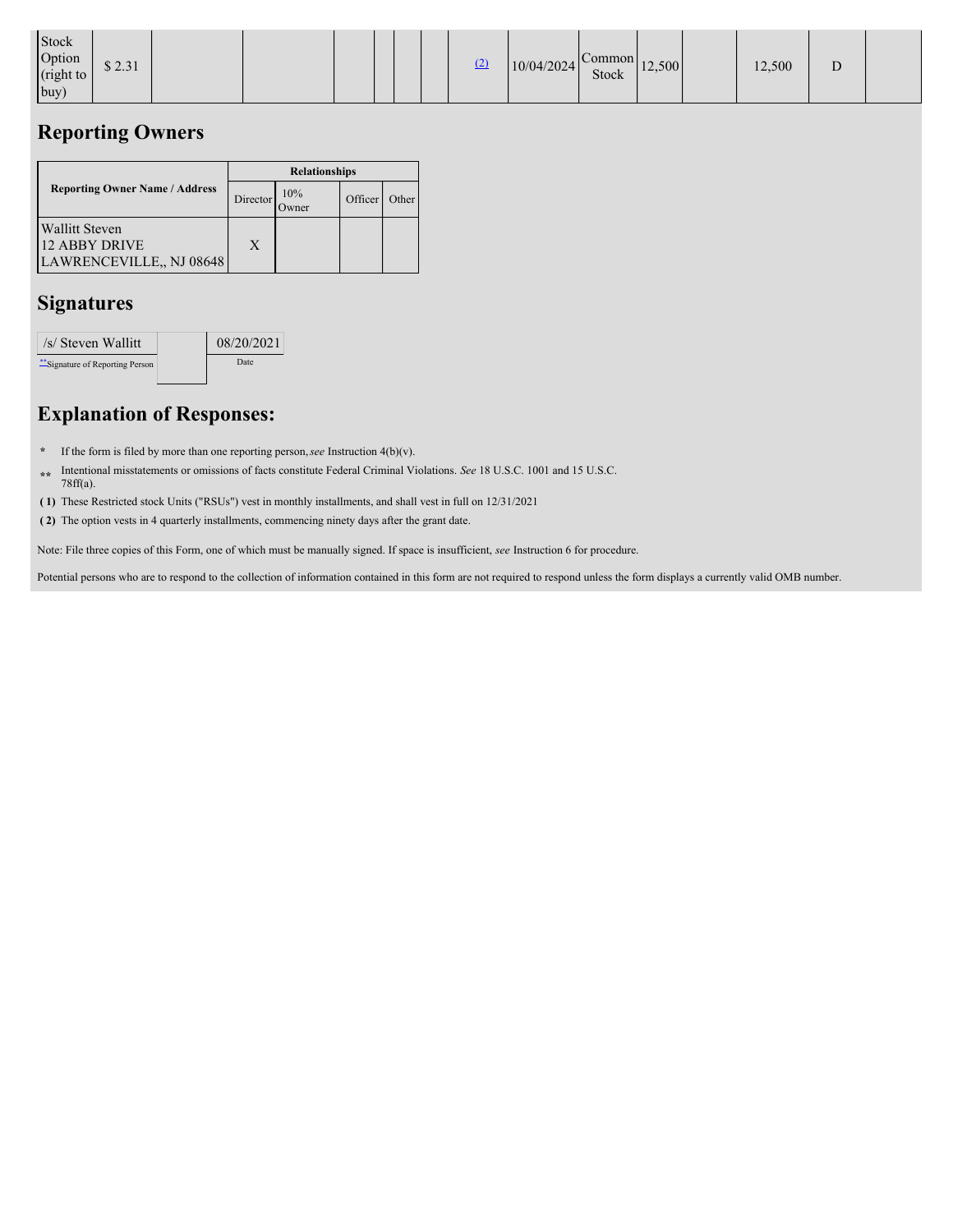| | | | | | | | | | | | | | | | |
|---|---|---|---|---|---|---|---|---|---|---|---|---|---|---|---|
| Stock Option (right to buy) | $ 2.31 | | | | | | | (2) | 10/04/2024 | Common Stock | 12,500 | | 12,500 | D | |

## Reporting Owners

| Reporting Owner Name / Address | Relationships | | | |
|---|---|---|---|---|
| | Director | 10% Owner | Officer | Other |
| Wallitt Steven<br>12 ABBY DRIVE<br>LAWRENCEVILLE,, NJ 08648 | X | | | |

## Signatures

| | |
|---|---|
| /s/ Steven Wallitt | 08/20/2021 |
| **Signature of Reporting Person | Date |

## Explanation of Responses:

* If the form is filed by more than one reporting person, *see* Instruction 4(b)(v).

** Intentional misstatements or omissions of facts constitute Federal Criminal Violations. *See* 18 U.S.C. 1001 and 15 U.S.C. 78ff(a).

**( 1)** These Restricted stock Units ("RSUs") vest in monthly installments, and shall vest in full on 12/31/2021

**( 2)** The option vests in 4 quarterly installments, commencing ninety days after the grant date.

Note: File three copies of this Form, one of which must be manually signed. If space is insufficient, *see* Instruction 6 for procedure.

Potential persons who are to respond to the collection of information contained in this form are not required to respond unless the form displays a currently valid OMB number.